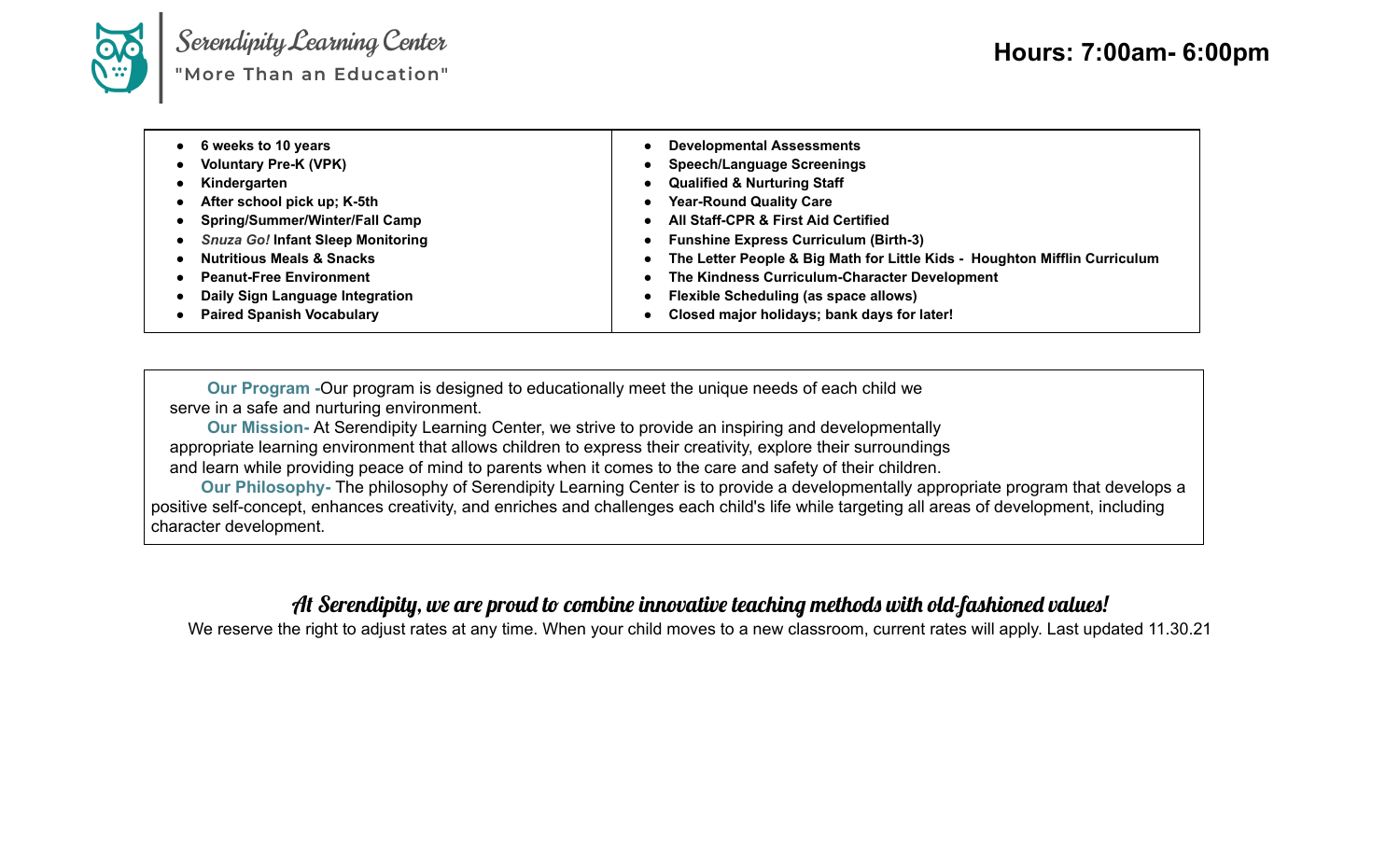# Serendipity Learning Center

**"More Than an Education"**

**Hours: 7:00am- 6:00pm**

| | |
|---|---|
| • **6 weeks to 10 years**<br>• **Voluntary Pre-K (VPK)**<br>• **Kindergarten**<br>• **After school pick up; K-5th**<br>• **Spring/Summer/Winter/Fall Camp**<br>• ***Snuza Go!* Infant Sleep Monitoring**<br>• **Nutritious Meals & Snacks**<br>• **Peanut-Free Environment**<br>• **Daily Sign Language Integration**<br>• **Paired Spanish Vocabulary** | • **Developmental Assessments**<br>• **Speech/Language Screenings**<br>• **Qualified & Nurturing Staff**<br>• **Year-Round Quality Care**<br>• **All Staff-CPR & First Aid Certified**<br>• **Funshine Express Curriculum (Birth-3)**<br>• **The Letter People & Big Math for Little Kids - Houghton Mifflin Curriculum**<br>• **The Kindness Curriculum-Character Development**<br>• **Flexible Scheduling (as space allows)**<br>• **Closed major holidays; bank days for later!** |

**Our Program -**Our program is designed to educationally meet the unique needs of each child we serve in a safe and nurturing environment.

**Our Mission-** At Serendipity Learning Center, we strive to provide an inspiring and developmentally appropriate learning environment that allows children to express their creativity, explore their surroundings and learn while providing peace of mind to parents when it comes to the care and safety of their children.

**Our Philosophy-** The philosophy of Serendipity Learning Center is to provide a developmentally appropriate program that develops a positive self-concept, enhances creativity, and enriches and challenges each child's life while targeting all areas of development, including character development.

*At Serendipity, we are proud to combine innovative teaching methods with old-fashioned values!*

We reserve the right to adjust rates at any time. When your child moves to a new classroom, current rates will apply. Last updated 11.30.21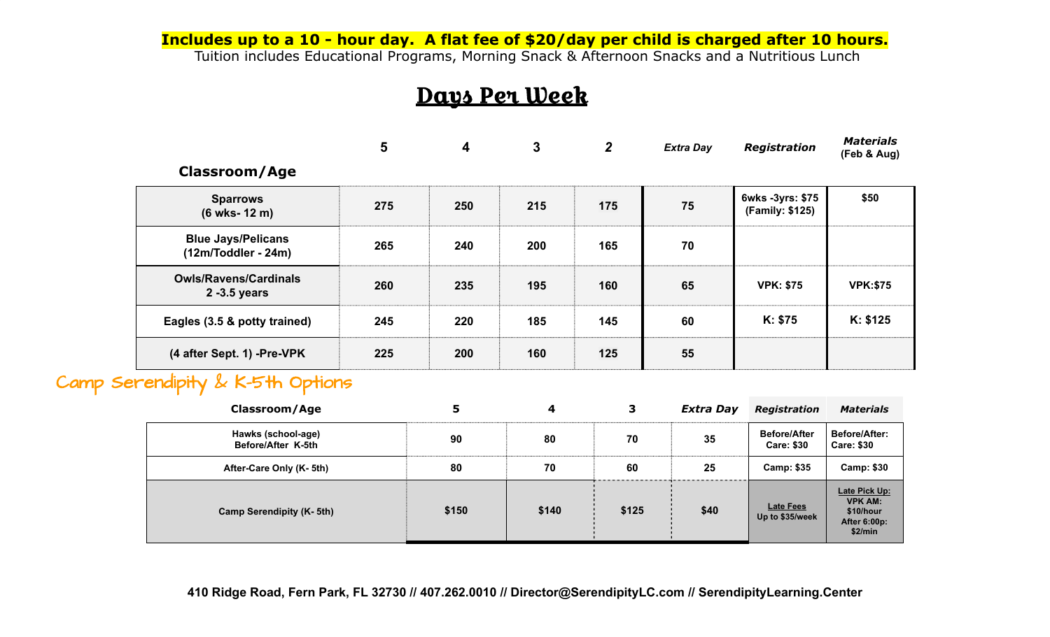**Includes up to a 10 - hour day. A flat fee of $20/day per child is charged after 10 hours.**

Tuition includes Educational Programs, Morning Snack & Afternoon Snacks and a Nutritious Lunch

## Days Per Week

| Classroom/Age | 5 | 4 | 3 | 2 | *Extra Day* | *Registration* | *Materials* (Feb & Aug) |
|---|---|---|---|---|---|---|---|
| **Sparrows (6 wks- 12 m)** | 275 | 250 | 215 | 175 | 75 | 6wks -3yrs: $75 (Family: $125) | $50 |
| **Blue Jays/Pelicans (12m/Toddler - 24m)** | 265 | 240 | 200 | 165 | 70 | | |
| **Owls/Ravens/Cardinals 2 -3.5 years** | 260 | 235 | 195 | 160 | 65 | VPK: $75 | VPK:$75 |
| **Eagles (3.5 & potty trained)** | 245 | 220 | 185 | 145 | 60 | K: $75 | K: $125 |
| **(4 after Sept. 1) -Pre-VPK** | 225 | 200 | 160 | 125 | 55 | | |

## Camp Serendipity & K-5th Options

| Classroom/Age | 5 | 4 | 3 | *Extra Day* | *Registration* | *Materials* |
|---|---|---|---|---|---|---|
| **Hawks (school-age) Before/After K-5th** | 90 | 80 | 70 | 35 | Before/After Care: $30 | Before/After: Care: $30 |
| **After-Care Only (K- 5th)** | 80 | 70 | 60 | 25 | Camp: $35 | Camp: $30 |
| **Camp Serendipity (K- 5th)** | $150 | $140 | $125 | $40 | Late Fees Up to $35/week | Late Pick Up: VPK AM: $10/hour After 6:00p: $2/min |

**410 Ridge Road, Fern Park, FL 32730 // 407.262.0010 // Director@SerendipityLC.com // SerendipityLearning.Center**